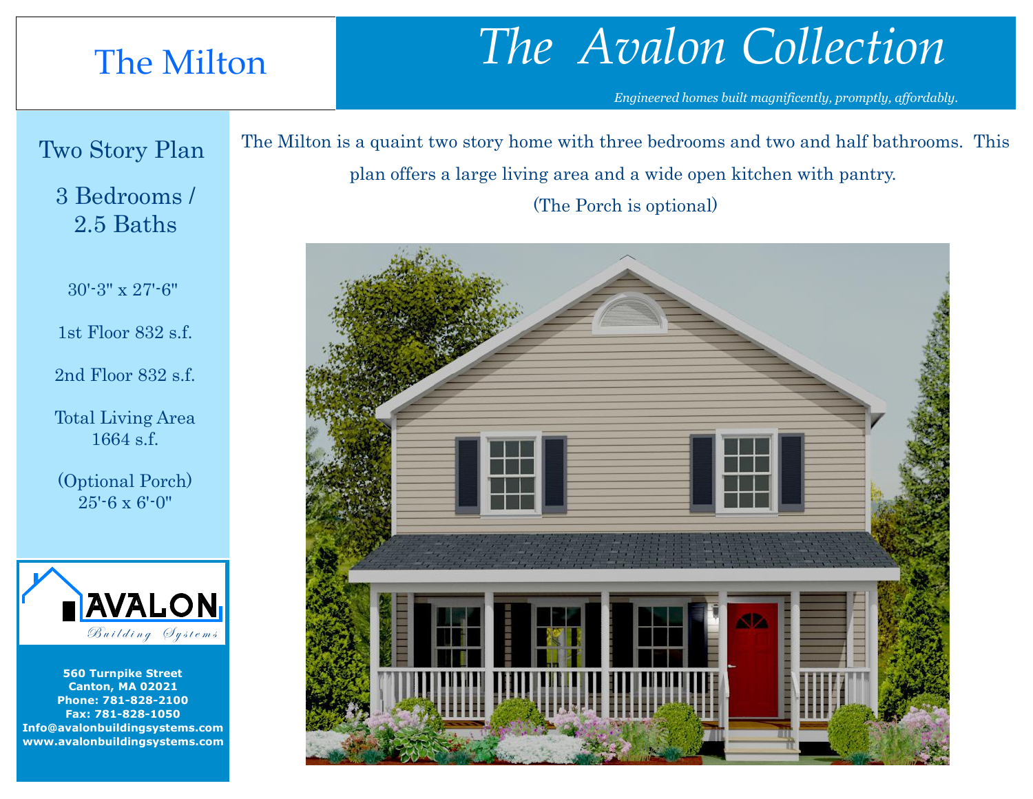# The Milton

# *The Avalon Collection*

*Engineered homes built magnificently, promptly, affordably.*

## Two Story Plan

3 Bedrooms / 2.5 Baths

30'-3" x 27'-6"

1st Floor 832 s.f.

2nd Floor 832 s.f.

Total Living Area 1664 s.f.

(Optional Porch) 25'-6 x 6'-0"

The Milton is a quaint two story home with three bedrooms and two and half bathrooms. This plan offers a large living area and a wide open kitchen with pantry.

(The Porch is optional)

AVALON Building Systems

**560 Turnpike Street**
**Canton, MA 02021**
**Phone: 781-828-2100**
**Fax: 781-828-1050**
**Info@avalonbuildingsystems.com**
**www.avalonbuildingsystems.com**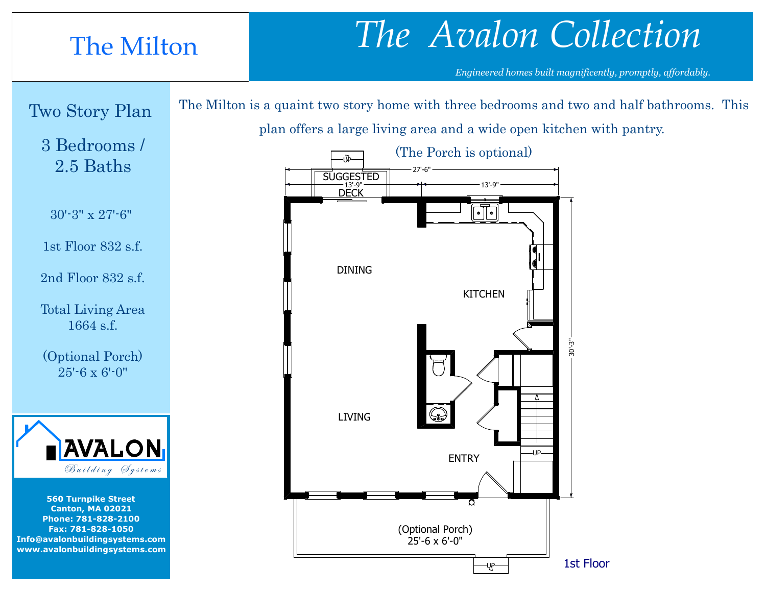# The Milton

## The Avalon Collection

*Engineered homes built magnificently, promptly, affordably.*

Two Story Plan

3 Bedrooms / 2.5 Baths

30'-3" x 27'-6"

1st Floor 832 s.f.

2nd Floor 832 s.f.

Total Living Area 1664 s.f.

(Optional Porch) 25'-6 x 6'-0"

AVALON Building Systems

**560 Turnpike Street**
**Canton, MA 02021**
**Phone: 781-828-2100**
**Fax: 781-828-1050**
**Info@avalonbuildingsystems.com**
**www.avalonbuildingsystems.com**

The Milton is a quaint two story home with three bedrooms and two and half bathrooms. This plan offers a large living area and a wide open kitchen with pantry.

(The Porch is optional)

UP

SUGGESTED DECK

27'-6"

13'-9"

13'-9"

DINING

KITCHEN

30'-3"

LIVING

UP

ENTRY

(Optional Porch) 25'-6 x 6'-0"

UP

1st Floor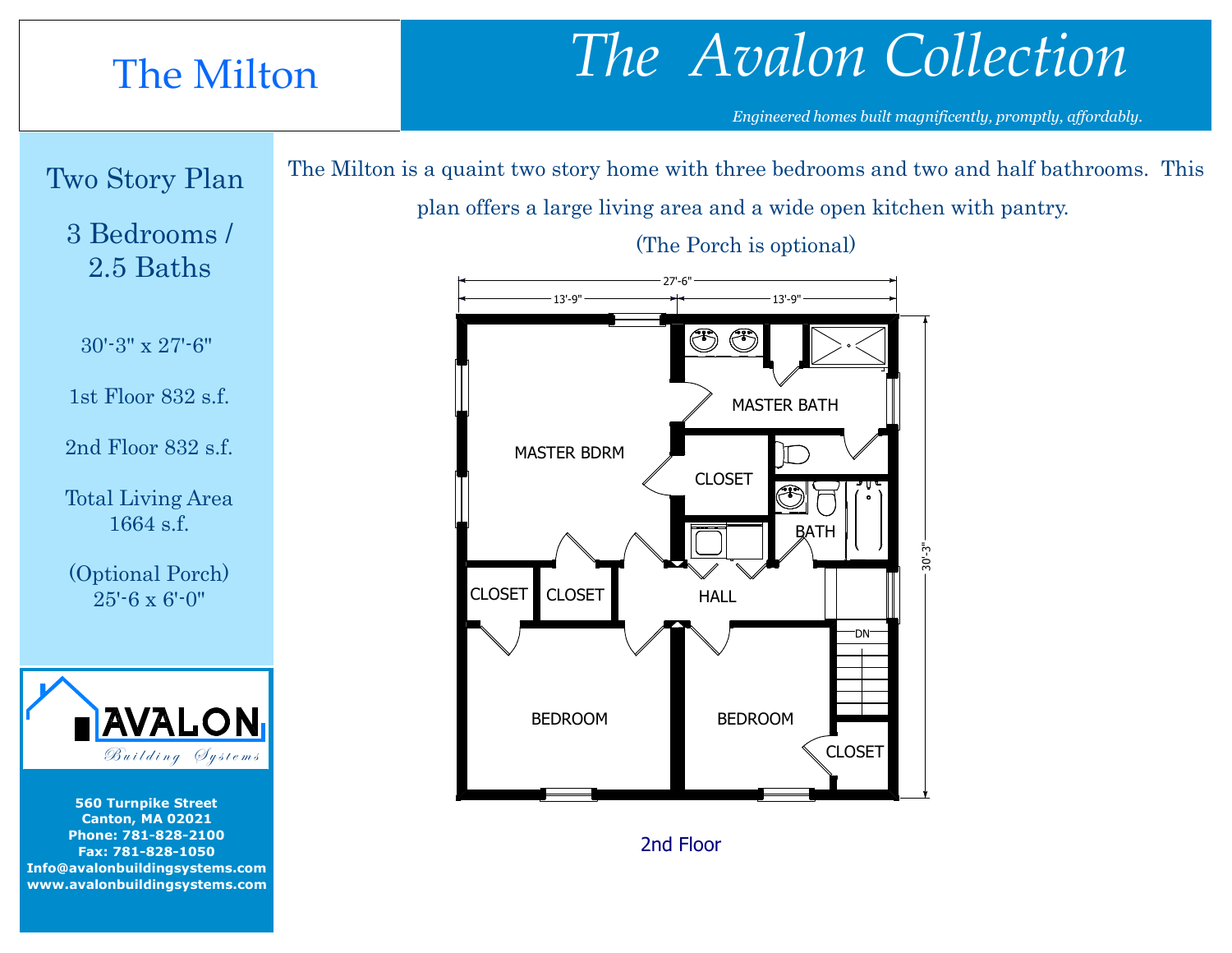# The Milton

# *The Avalon Collection*

*Engineered homes built magnificently, promptly, affordably.*

## Two Story Plan

3 Bedrooms / 2.5 Baths

30'-3" x 27'-6"

1st Floor 832 s.f.

2nd Floor 832 s.f.

Total Living Area 1664 s.f.

(Optional Porch) 25'-6 x 6'-0"

The Milton is a quaint two story home with three bedrooms and two and half bathrooms. This plan offers a large living area and a wide open kitchen with pantry.

(The Porch is optional)

27'-6"
13'-9"
13'-9"
30'-3"
MASTER BDRM
MASTER BATH
CLOSET
BATH
CLOSET
CLOSET
HALL
DN
BEDROOM
BEDROOM
CLOSET

2nd Floor

AVALON
Building Systems

**560 Turnpike Street**
**Canton, MA 02021**
**Phone: 781-828-2100**
**Fax: 781-828-1050**
**Info@avalonbuildingsystems.com**
**www.avalonbuildingsystems.com**